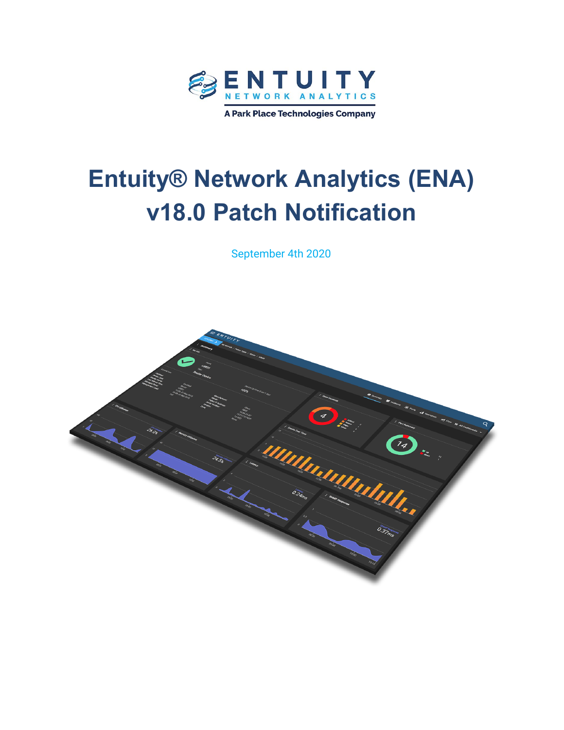# Entuity® Network Analytics (ENA) v18.0 Patch Notification

September 4th 2020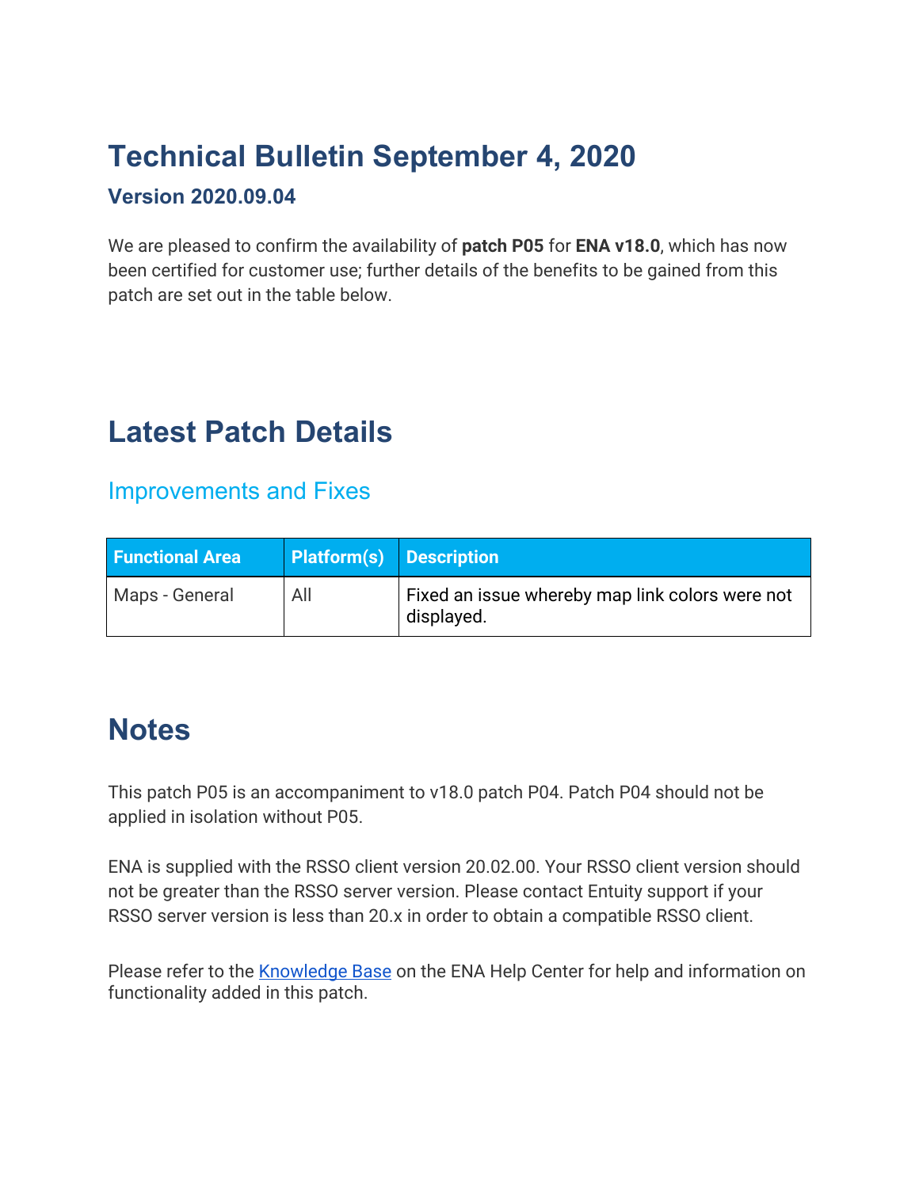# Technical Bulletin September 4, 2020

### Version 2020.09.04

We are pleased to confirm the availability of **patch P05** for **ENA v18.0**, which has now been certified for customer use; further details of the benefits to be gained from this patch are set out in the table below.

# Latest Patch Details

## Improvements and Fixes

| Functional Area | Platform(s) | Description |
| --- | --- | --- |
| Maps - General | All | Fixed an issue whereby map link colors were not displayed. |

# Notes

This patch P05 is an accompaniment to v18.0 patch P04. Patch P04 should not be applied in isolation without P05.

ENA is supplied with the RSSO client version 20.02.00. Your RSSO client version should not be greater than the RSSO server version. Please contact Entuity support if your RSSO server version is less than 20.x in order to obtain a compatible RSSO client.

Please refer to the Knowledge Base on the ENA Help Center for help and information on functionality added in this patch.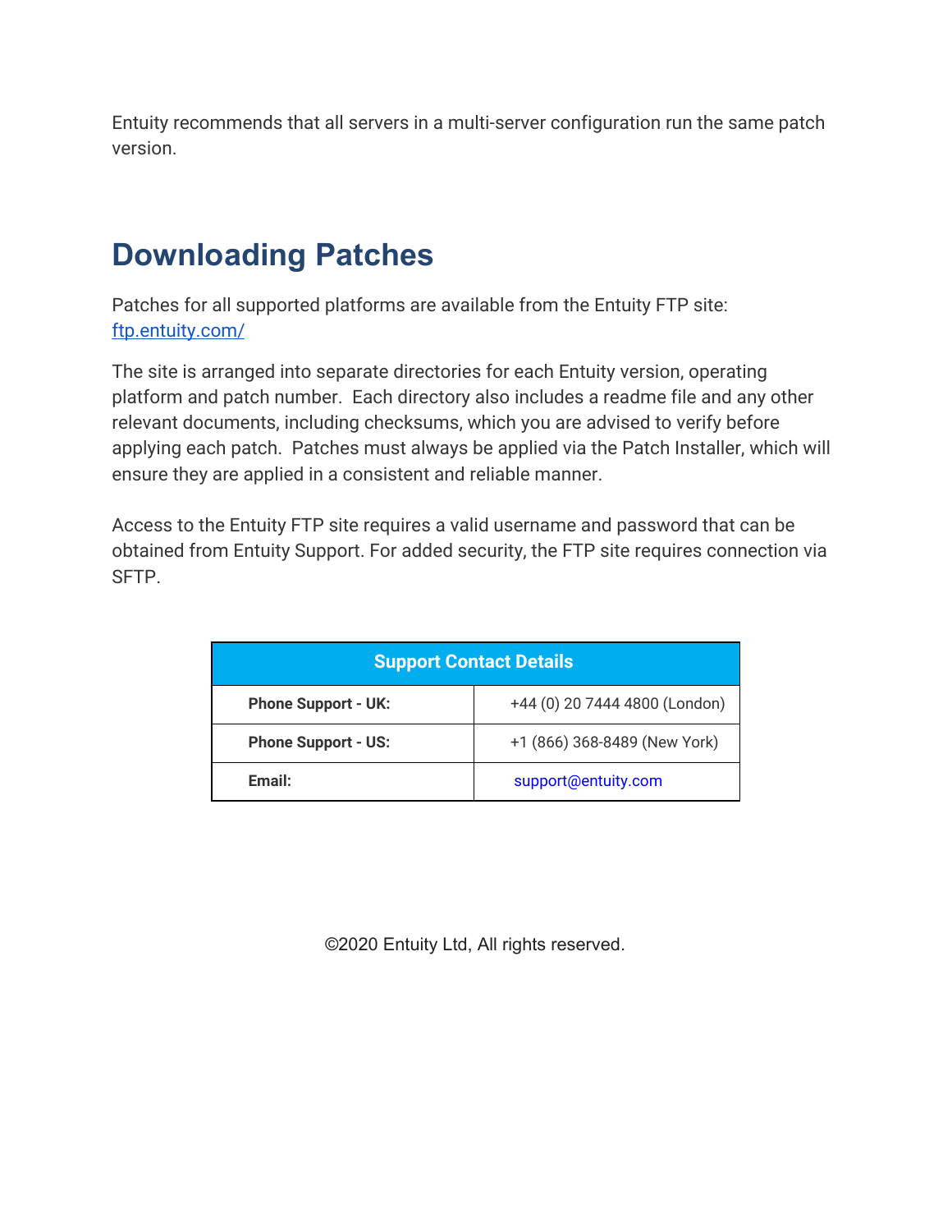Entuity recommends that all servers in a multi-server configuration run the same patch version.

# Downloading Patches

Patches for all supported platforms are available from the Entuity FTP site: [ftp.entuity.com/](ftp.entuity.com/)

The site is arranged into separate directories for each Entuity version, operating platform and patch number.  Each directory also includes a readme file and any other relevant documents, including checksums, which you are advised to verify before applying each patch.  Patches must always be applied via the Patch Installer, which will ensure they are applied in a consistent and reliable manner.

Access to the Entuity FTP site requires a valid username and password that can be obtained from Entuity Support. For added security, the FTP site requires connection via SFTP.

| Support Contact Details | |
|---|---|
| **Phone Support - UK:** | +44 (0) 20 7444 4800 (London) |
| **Phone Support - US:** | +1 (866) 368-8489 (New York) |
| **Email:** | support@entuity.com |

©2020 Entuity Ltd, All rights reserved.